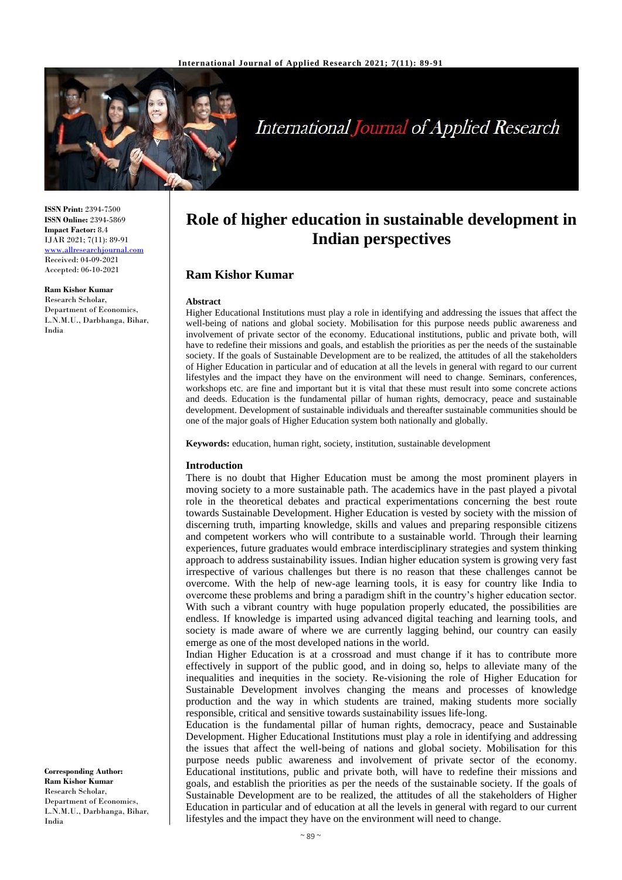**ISSN Print:** 2394-7500
**ISSN Online:** 2394-5869
**Impact Factor:** 8.4
IJAR 2021; 7(11): 89-91
www.allresearchjournal.com
Received: 04-09-2021
Accepted: 06-10-2021

**Ram Kishor Kumar**
Research Scholar, Department of Economics, L.N.M.U., Darbhanga, Bihar, India

**Corresponding Author:**
**Ram Kishor Kumar**
Research Scholar, Department of Economics, L.N.M.U., Darbhanga, Bihar, India

# Role of higher education in sustainable development in Indian perspectives

## Ram Kishor Kumar

### Abstract

Higher Educational Institutions must play a role in identifying and addressing the issues that affect the well-being of nations and global society. Mobilisation for this purpose needs public awareness and involvement of private sector of the economy. Educational institutions, public and private both, will have to redefine their missions and goals, and establish the priorities as per the needs of the sustainable society. If the goals of Sustainable Development are to be realized, the attitudes of all the stakeholders of Higher Education in particular and of education at all the levels in general with regard to our current lifestyles and the impact they have on the environment will need to change. Seminars, conferences, workshops etc. are fine and important but it is vital that these must result into some concrete actions and deeds. Education is the fundamental pillar of human rights, democracy, peace and sustainable development. Development of sustainable individuals and thereafter sustainable communities should be one of the major goals of Higher Education system both nationally and globally.

**Keywords:** education, human right, society, institution, sustainable development

### Introduction

There is no doubt that Higher Education must be among the most prominent players in moving society to a more sustainable path. The academics have in the past played a pivotal role in the theoretical debates and practical experimentations concerning the best route towards Sustainable Development. Higher Education is vested by society with the mission of discerning truth, imparting knowledge, skills and values and preparing responsible citizens and competent workers who will contribute to a sustainable world. Through their learning experiences, future graduates would embrace interdisciplinary strategies and system thinking approach to address sustainability issues. Indian higher education system is growing very fast irrespective of various challenges but there is no reason that these challenges cannot be overcome. With the help of new-age learning tools, it is easy for country like India to overcome these problems and bring a paradigm shift in the country's higher education sector. With such a vibrant country with huge population properly educated, the possibilities are endless. If knowledge is imparted using advanced digital teaching and learning tools, and society is made aware of where we are currently lagging behind, our country can easily emerge as one of the most developed nations in the world.

Indian Higher Education is at a crossroad and must change if it has to contribute more effectively in support of the public good, and in doing so, helps to alleviate many of the inequalities and inequities in the society. Re-visioning the role of Higher Education for Sustainable Development involves changing the means and processes of knowledge production and the way in which students are trained, making students more socially responsible, critical and sensitive towards sustainability issues life-long.

Education is the fundamental pillar of human rights, democracy, peace and Sustainable Development. Higher Educational Institutions must play a role in identifying and addressing the issues that affect the well-being of nations and global society. Mobilisation for this purpose needs public awareness and involvement of private sector of the economy. Educational institutions, public and private both, will have to redefine their missions and goals, and establish the priorities as per the needs of the sustainable society. If the goals of Sustainable Development are to be realized, the attitudes of all the stakeholders of Higher Education in particular and of education at all the levels in general with regard to our current lifestyles and the impact they have on the environment will need to change.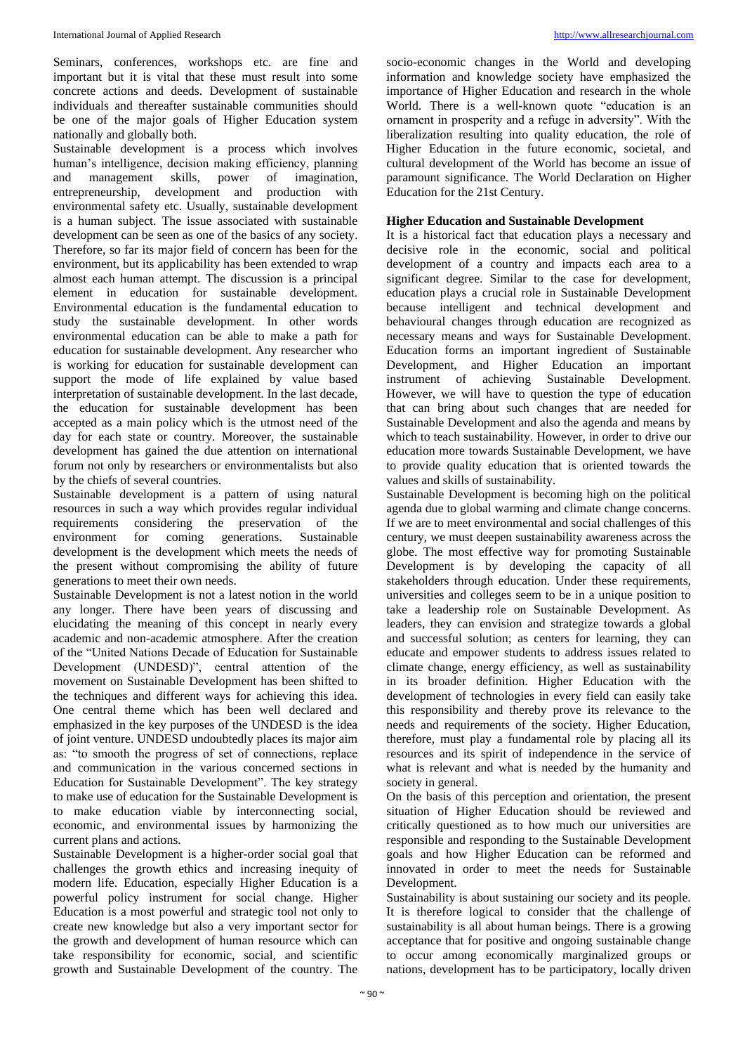Seminars, conferences, workshops etc. are fine and important but it is vital that these must result into some concrete actions and deeds. Development of sustainable individuals and thereafter sustainable communities should be one of the major goals of Higher Education system nationally and globally both.

Sustainable development is a process which involves human's intelligence, decision making efficiency, planning and management skills, power of imagination, entrepreneurship, development and production with environmental safety etc. Usually, sustainable development is a human subject. The issue associated with sustainable development can be seen as one of the basics of any society. Therefore, so far its major field of concern has been for the environment, but its applicability has been extended to wrap almost each human attempt. The discussion is a principal element in education for sustainable development. Environmental education is the fundamental education to study the sustainable development. In other words environmental education can be able to make a path for education for sustainable development. Any researcher who is working for education for sustainable development can support the mode of life explained by value based interpretation of sustainable development. In the last decade, the education for sustainable development has been accepted as a main policy which is the utmost need of the day for each state or country. Moreover, the sustainable development has gained the due attention on international forum not only by researchers or environmentalists but also by the chiefs of several countries.

Sustainable development is a pattern of using natural resources in such a way which provides regular individual requirements considering the preservation of the environment for coming generations. Sustainable development is the development which meets the needs of the present without compromising the ability of future generations to meet their own needs.

Sustainable Development is not a latest notion in the world any longer. There have been years of discussing and elucidating the meaning of this concept in nearly every academic and non-academic atmosphere. After the creation of the "United Nations Decade of Education for Sustainable Development (UNDESD)", central attention of the movement on Sustainable Development has been shifted to the techniques and different ways for achieving this idea. One central theme which has been well declared and emphasized in the key purposes of the UNDESD is the idea of joint venture. UNDESD undoubtedly places its major aim as: "to smooth the progress of set of connections, replace and communication in the various concerned sections in Education for Sustainable Development". The key strategy to make use of education for the Sustainable Development is to make education viable by interconnecting social, economic, and environmental issues by harmonizing the current plans and actions.

Sustainable Development is a higher-order social goal that challenges the growth ethics and increasing inequity of modern life. Education, especially Higher Education is a powerful policy instrument for social change. Higher Education is a most powerful and strategic tool not only to create new knowledge but also a very important sector for the growth and development of human resource which can take responsibility for economic, social, and scientific growth and Sustainable Development of the country. The socio-economic changes in the World and developing information and knowledge society have emphasized the importance of Higher Education and research in the whole World. There is a well-known quote "education is an ornament in prosperity and a refuge in adversity". With the liberalization resulting into quality education, the role of Higher Education in the future economic, societal, and cultural development of the World has become an issue of paramount significance. The World Declaration on Higher Education for the 21st Century.

### Higher Education and Sustainable Development

It is a historical fact that education plays a necessary and decisive role in the economic, social and political development of a country and impacts each area to a significant degree. Similar to the case for development, education plays a crucial role in Sustainable Development because intelligent and technical development and behavioural changes through education are recognized as necessary means and ways for Sustainable Development. Education forms an important ingredient of Sustainable Development, and Higher Education an important instrument of achieving Sustainable Development. However, we will have to question the type of education that can bring about such changes that are needed for Sustainable Development and also the agenda and means by which to teach sustainability. However, in order to drive our education more towards Sustainable Development, we have to provide quality education that is oriented towards the values and skills of sustainability.

Sustainable Development is becoming high on the political agenda due to global warming and climate change concerns. If we are to meet environmental and social challenges of this century, we must deepen sustainability awareness across the globe. The most effective way for promoting Sustainable Development is by developing the capacity of all stakeholders through education. Under these requirements, universities and colleges seem to be in a unique position to take a leadership role on Sustainable Development. As leaders, they can envision and strategize towards a global and successful solution; as centers for learning, they can educate and empower students to address issues related to climate change, energy efficiency, as well as sustainability in its broader definition. Higher Education with the development of technologies in every field can easily take this responsibility and thereby prove its relevance to the needs and requirements of the society. Higher Education, therefore, must play a fundamental role by placing all its resources and its spirit of independence in the service of what is relevant and what is needed by the humanity and society in general.

On the basis of this perception and orientation, the present situation of Higher Education should be reviewed and critically questioned as to how much our universities are responsible and responding to the Sustainable Development goals and how Higher Education can be reformed and innovated in order to meet the needs for Sustainable Development.

Sustainability is about sustaining our society and its people. It is therefore logical to consider that the challenge of sustainability is all about human beings. There is a growing acceptance that for positive and ongoing sustainable change to occur among economically marginalized groups or nations, development has to be participatory, locally driven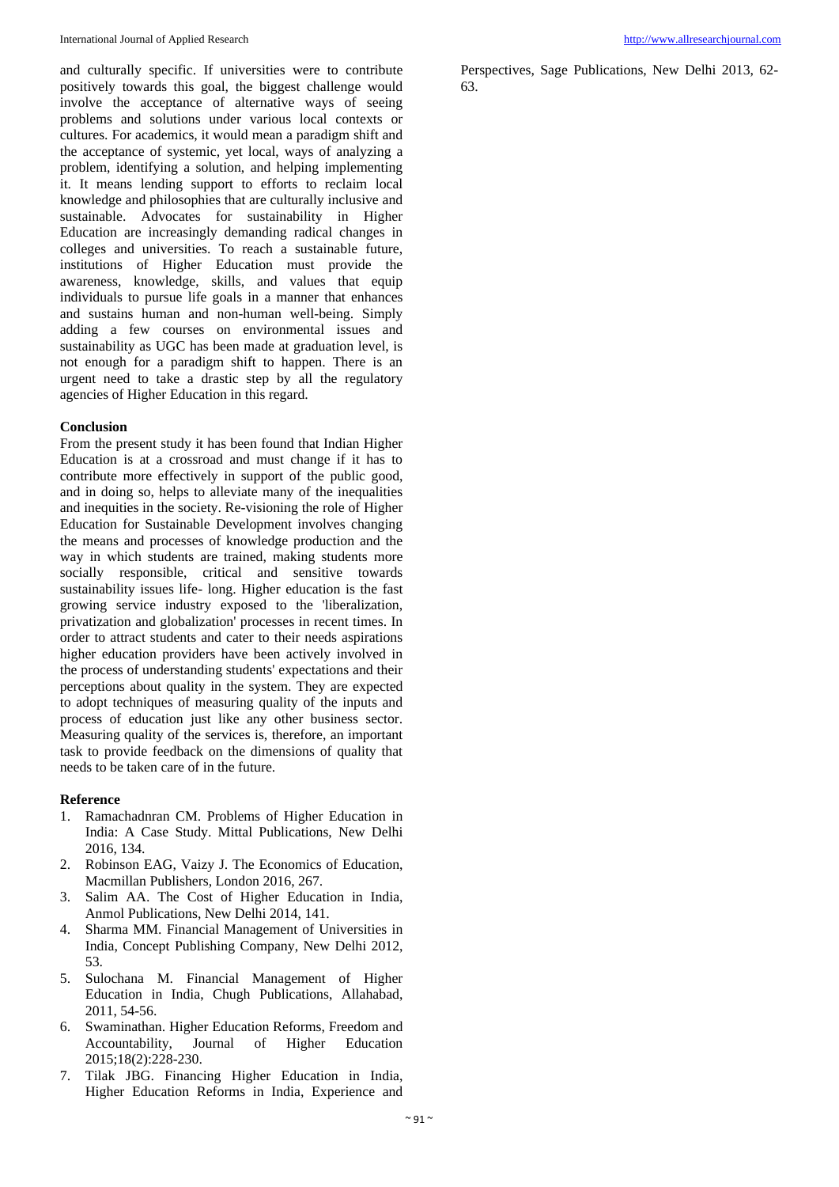and culturally specific. If universities were to contribute positively towards this goal, the biggest challenge would involve the acceptance of alternative ways of seeing problems and solutions under various local contexts or cultures. For academics, it would mean a paradigm shift and the acceptance of systemic, yet local, ways of analyzing a problem, identifying a solution, and helping implementing it. It means lending support to efforts to reclaim local knowledge and philosophies that are culturally inclusive and sustainable. Advocates for sustainability in Higher Education are increasingly demanding radical changes in colleges and universities. To reach a sustainable future, institutions of Higher Education must provide the awareness, knowledge, skills, and values that equip individuals to pursue life goals in a manner that enhances and sustains human and non-human well-being. Simply adding a few courses on environmental issues and sustainability as UGC has been made at graduation level, is not enough for a paradigm shift to happen. There is an urgent need to take a drastic step by all the regulatory agencies of Higher Education in this regard.

### Conclusion

From the present study it has been found that Indian Higher Education is at a crossroad and must change if it has to contribute more effectively in support of the public good, and in doing so, helps to alleviate many of the inequalities and inequities in the society. Re-visioning the role of Higher Education for Sustainable Development involves changing the means and processes of knowledge production and the way in which students are trained, making students more socially responsible, critical and sensitive towards sustainability issues life- long. Higher education is the fast growing service industry exposed to the 'liberalization, privatization and globalization' processes in recent times. In order to attract students and cater to their needs aspirations higher education providers have been actively involved in the process of understanding students' expectations and their perceptions about quality in the system. They are expected to adopt techniques of measuring quality of the inputs and process of education just like any other business sector. Measuring quality of the services is, therefore, an important task to provide feedback on the dimensions of quality that needs to be taken care of in the future.

### Reference

1. Ramachadnran CM. Problems of Higher Education in India: A Case Study. Mittal Publications, New Delhi 2016, 134.
2. Robinson EAG, Vaizy J. The Economics of Education, Macmillan Publishers, London 2016, 267.
3. Salim AA. The Cost of Higher Education in India, Anmol Publications, New Delhi 2014, 141.
4. Sharma MM. Financial Management of Universities in India, Concept Publishing Company, New Delhi 2012, 53.
5. Sulochana M. Financial Management of Higher Education in India, Chugh Publications, Allahabad, 2011, 54-56.
6. Swaminathan. Higher Education Reforms, Freedom and Accountability, Journal of Higher Education 2015;18(2):228-230.
7. Tilak JBG. Financing Higher Education in India, Higher Education Reforms in India, Experience and Perspectives, Sage Publications, New Delhi 2013, 62-63.